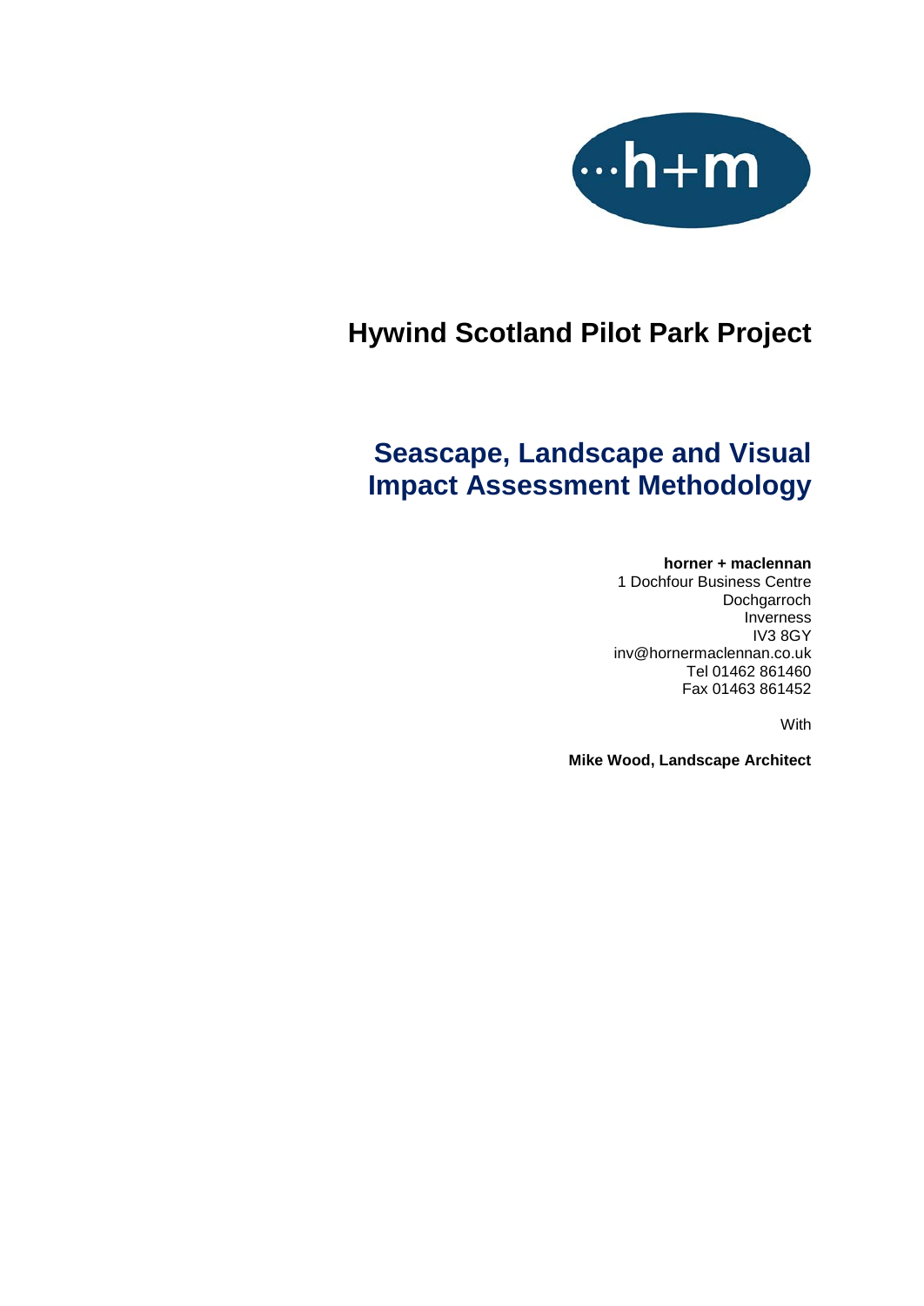# Hywind Scotland Pilot Park Project

## Seascape, Landscape and Visual Impact Assessment Methodology

**horner + maclennan**
1 Dochfour Business Centre
Dochgarroch
Inverness
IV3 8GY
inv@hornermaclennan.co.uk
Tel 01462 861460
Fax 01463 861452

With

**Mike Wood, Landscape Architect**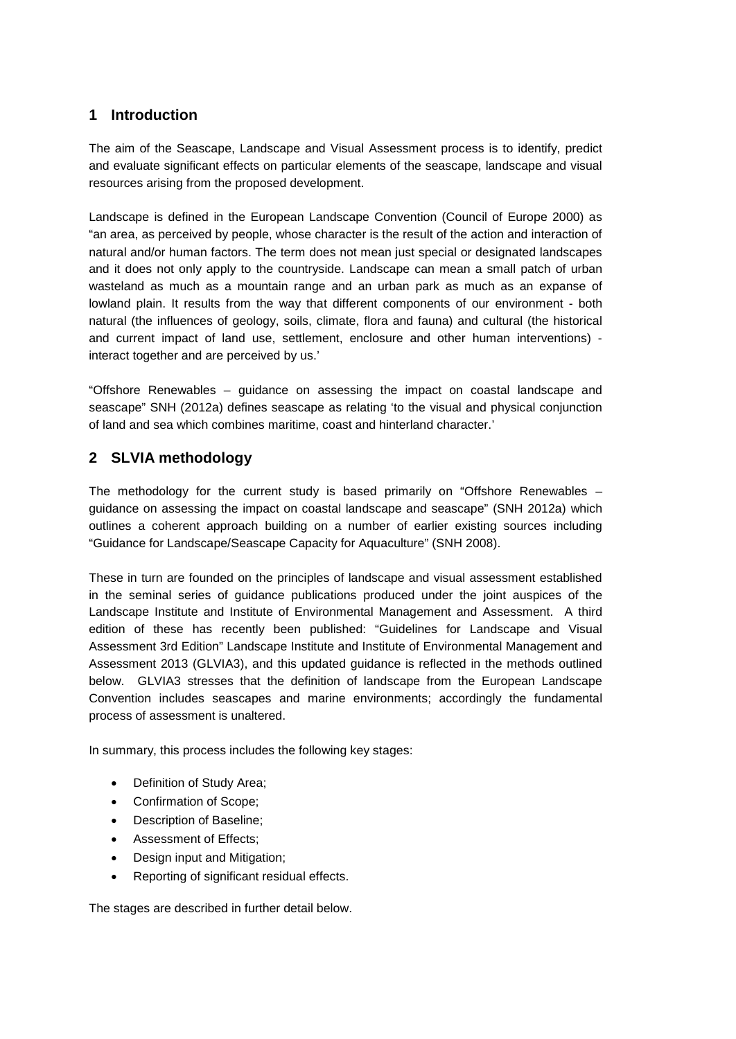## 1 Introduction

The aim of the Seascape, Landscape and Visual Assessment process is to identify, predict and evaluate significant effects on particular elements of the seascape, landscape and visual resources arising from the proposed development.

Landscape is defined in the European Landscape Convention (Council of Europe 2000) as "an area, as perceived by people, whose character is the result of the action and interaction of natural and/or human factors. The term does not mean just special or designated landscapes and it does not only apply to the countryside. Landscape can mean a small patch of urban wasteland as much as a mountain range and an urban park as much as an expanse of lowland plain. It results from the way that different components of our environment - both natural (the influences of geology, soils, climate, flora and fauna) and cultural (the historical and current impact of land use, settlement, enclosure and other human interventions) - interact together and are perceived by us.'

"Offshore Renewables – guidance on assessing the impact on coastal landscape and seascape" SNH (2012a) defines seascape as relating 'to the visual and physical conjunction of land and sea which combines maritime, coast and hinterland character.'

## 2 SLVIA methodology

The methodology for the current study is based primarily on "Offshore Renewables – guidance on assessing the impact on coastal landscape and seascape" (SNH 2012a) which outlines a coherent approach building on a number of earlier existing sources including "Guidance for Landscape/Seascape Capacity for Aquaculture" (SNH 2008).

These in turn are founded on the principles of landscape and visual assessment established in the seminal series of guidance publications produced under the joint auspices of the Landscape Institute and Institute of Environmental Management and Assessment. A third edition of these has recently been published: "Guidelines for Landscape and Visual Assessment 3rd Edition" Landscape Institute and Institute of Environmental Management and Assessment 2013 (GLVIA3), and this updated guidance is reflected in the methods outlined below. GLVIA3 stresses that the definition of landscape from the European Landscape Convention includes seascapes and marine environments; accordingly the fundamental process of assessment is unaltered.

In summary, this process includes the following key stages:

- Definition of Study Area;
- Confirmation of Scope;
- Description of Baseline;
- Assessment of Effects;
- Design input and Mitigation;
- Reporting of significant residual effects.

The stages are described in further detail below.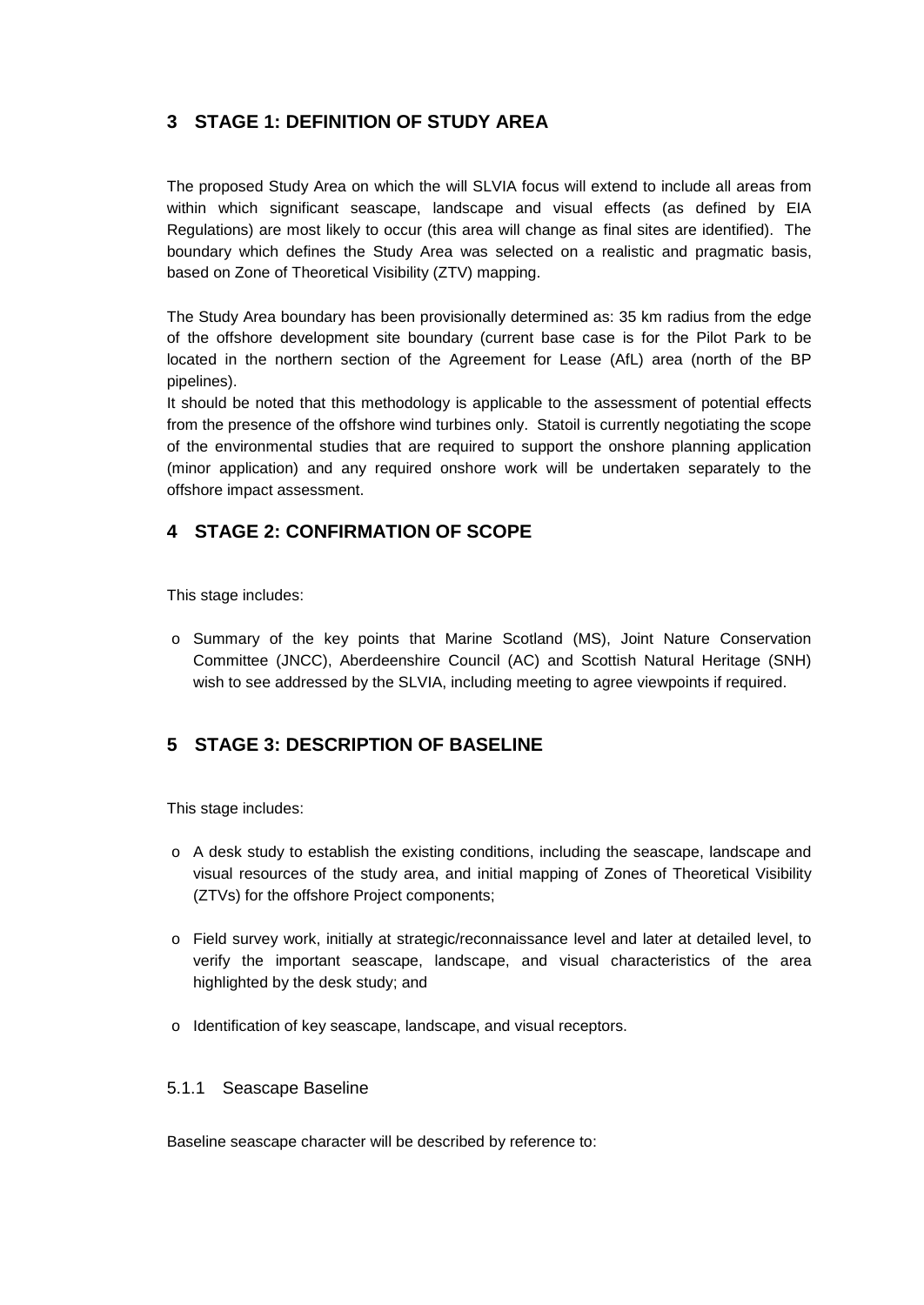## 3 STAGE 1: DEFINITION OF STUDY AREA

The proposed Study Area on which the will SLVIA focus will extend to include all areas from within which significant seascape, landscape and visual effects (as defined by EIA Regulations) are most likely to occur (this area will change as final sites are identified). The boundary which defines the Study Area was selected on a realistic and pragmatic basis, based on Zone of Theoretical Visibility (ZTV) mapping.

The Study Area boundary has been provisionally determined as: 35 km radius from the edge of the offshore development site boundary (current base case is for the Pilot Park to be located in the northern section of the Agreement for Lease (AfL) area (north of the BP pipelines).

It should be noted that this methodology is applicable to the assessment of potential effects from the presence of the offshore wind turbines only. Statoil is currently negotiating the scope of the environmental studies that are required to support the onshore planning application (minor application) and any required onshore work will be undertaken separately to the offshore impact assessment.

## 4 STAGE 2: CONFIRMATION OF SCOPE

This stage includes:

- Summary of the key points that Marine Scotland (MS), Joint Nature Conservation Committee (JNCC), Aberdeenshire Council (AC) and Scottish Natural Heritage (SNH) wish to see addressed by the SLVIA, including meeting to agree viewpoints if required.

## 5 STAGE 3: DESCRIPTION OF BASELINE

This stage includes:

- A desk study to establish the existing conditions, including the seascape, landscape and visual resources of the study area, and initial mapping of Zones of Theoretical Visibility (ZTVs) for the offshore Project components;
- Field survey work, initially at strategic/reconnaissance level and later at detailed level, to verify the important seascape, landscape, and visual characteristics of the area highlighted by the desk study; and
- Identification of key seascape, landscape, and visual receptors.

### 5.1.1 Seascape Baseline

Baseline seascape character will be described by reference to: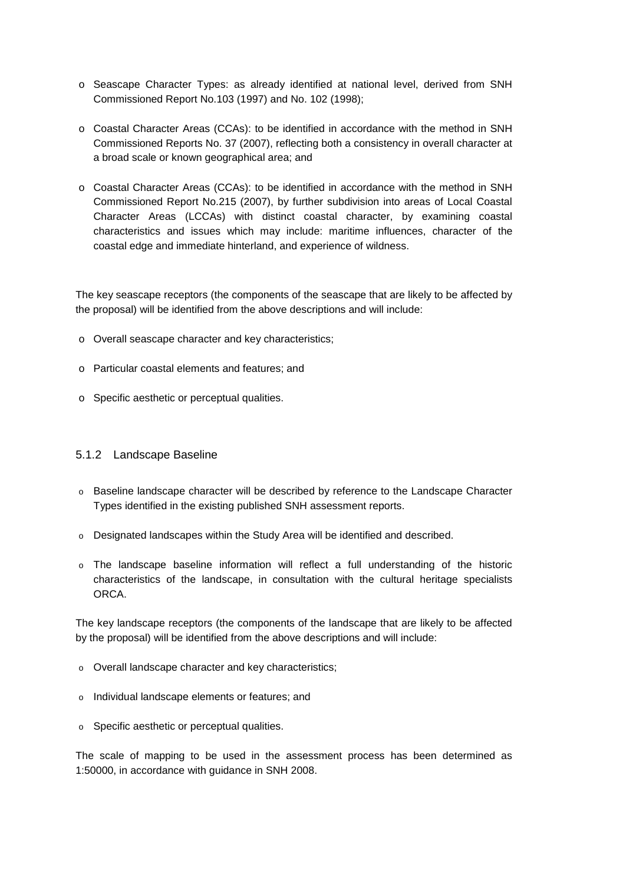- Seascape Character Types: as already identified at national level, derived from SNH Commissioned Report No.103 (1997) and No. 102 (1998);

- Coastal Character Areas (CCAs): to be identified in accordance with the method in SNH Commissioned Reports No. 37 (2007), reflecting both a consistency in overall character at a broad scale or known geographical area; and

- Coastal Character Areas (CCAs): to be identified in accordance with the method in SNH Commissioned Report No.215 (2007), by further subdivision into areas of Local Coastal Character Areas (LCCAs) with distinct coastal character, by examining coastal characteristics and issues which may include: maritime influences, character of the coastal edge and immediate hinterland, and experience of wildness.

The key seascape receptors (the components of the seascape that are likely to be affected by the proposal) will be identified from the above descriptions and will include:

- Overall seascape character and key characteristics;

- Particular coastal elements and features; and

- Specific aesthetic or perceptual qualities.

### 5.1.2 Landscape Baseline

- Baseline landscape character will be described by reference to the Landscape Character Types identified in the existing published SNH assessment reports.

- Designated landscapes within the Study Area will be identified and described.

- The landscape baseline information will reflect a full understanding of the historic characteristics of the landscape, in consultation with the cultural heritage specialists ORCA.

The key landscape receptors (the components of the landscape that are likely to be affected by the proposal) will be identified from the above descriptions and will include:

- Overall landscape character and key characteristics;

- Individual landscape elements or features; and

- Specific aesthetic or perceptual qualities.

The scale of mapping to be used in the assessment process has been determined as 1:50000, in accordance with guidance in SNH 2008.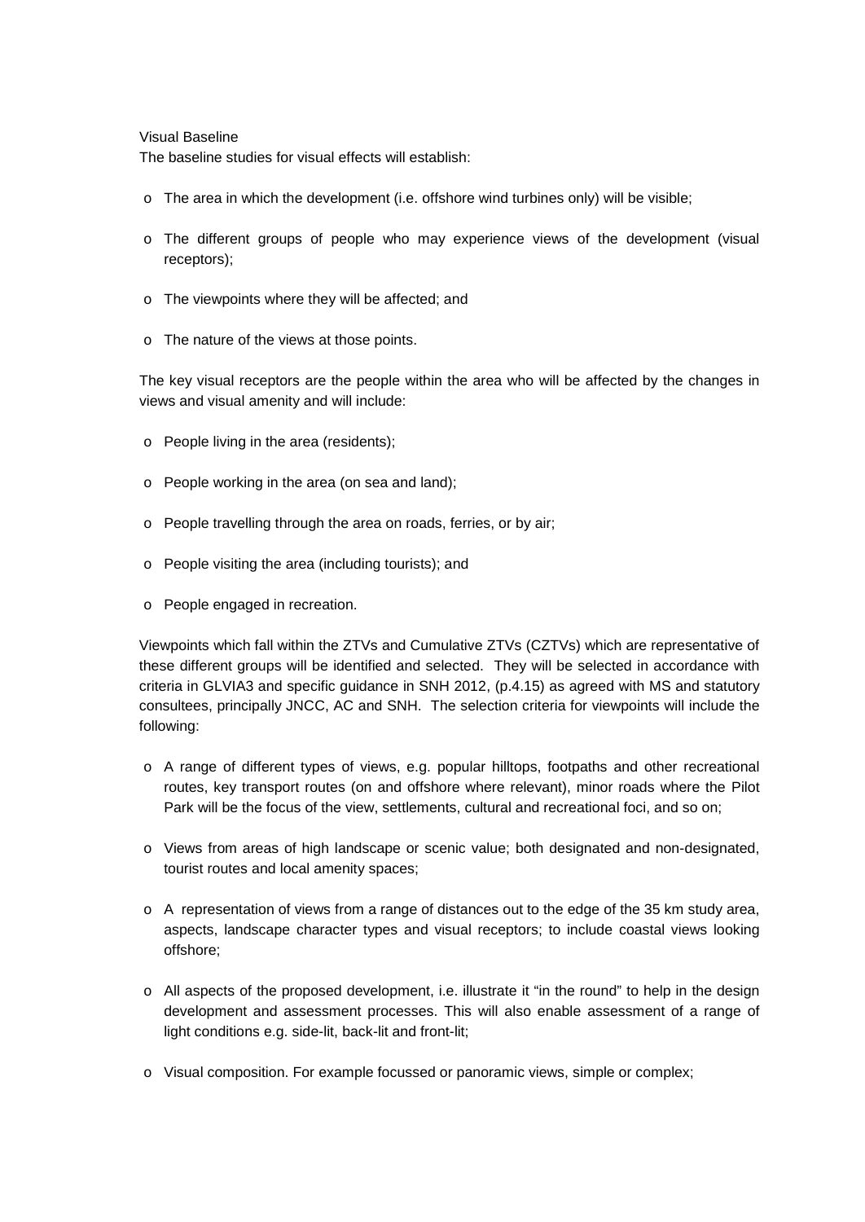Visual Baseline

The baseline studies for visual effects will establish:

- The area in which the development (i.e. offshore wind turbines only) will be visible;
- The different groups of people who may experience views of the development (visual receptors);
- The viewpoints where they will be affected; and
- The nature of the views at those points.

The key visual receptors are the people within the area who will be affected by the changes in views and visual amenity and will include:

- People living in the area (residents);
- People working in the area (on sea and land);
- People travelling through the area on roads, ferries, or by air;
- People visiting the area (including tourists); and
- People engaged in recreation.

Viewpoints which fall within the ZTVs and Cumulative ZTVs (CZTVs) which are representative of these different groups will be identified and selected. They will be selected in accordance with criteria in GLVIA3 and specific guidance in SNH 2012, (p.4.15) as agreed with MS and statutory consultees, principally JNCC, AC and SNH. The selection criteria for viewpoints will include the following:

- A range of different types of views, e.g. popular hilltops, footpaths and other recreational routes, key transport routes (on and offshore where relevant), minor roads where the Pilot Park will be the focus of the view, settlements, cultural and recreational foci, and so on;
- Views from areas of high landscape or scenic value; both designated and non-designated, tourist routes and local amenity spaces;
- A representation of views from a range of distances out to the edge of the 35 km study area, aspects, landscape character types and visual receptors; to include coastal views looking offshore;
- All aspects of the proposed development, i.e. illustrate it "in the round" to help in the design development and assessment processes. This will also enable assessment of a range of light conditions e.g. side-lit, back-lit and front-lit;
- Visual composition. For example focussed or panoramic views, simple or complex;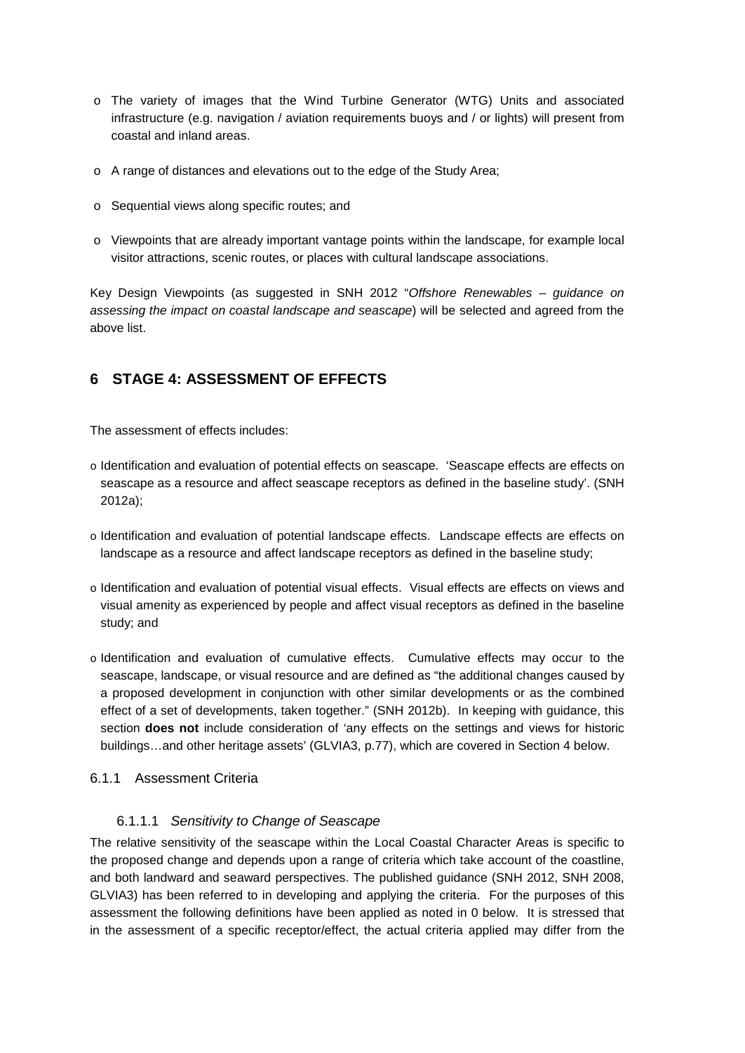- The variety of images that the Wind Turbine Generator (WTG) Units and associated infrastructure (e.g. navigation / aviation requirements buoys and / or lights) will present from coastal and inland areas.
- A range of distances and elevations out to the edge of the Study Area;
- Sequential views along specific routes; and
- Viewpoints that are already important vantage points within the landscape, for example local visitor attractions, scenic routes, or places with cultural landscape associations.

Key Design Viewpoints (as suggested in SNH 2012 "*Offshore Renewables – guidance on assessing the impact on coastal landscape and seascape*) will be selected and agreed from the above list.

# 6 STAGE 4: ASSESSMENT OF EFFECTS

The assessment of effects includes:

- Identification and evaluation of potential effects on seascape. 'Seascape effects are effects on seascape as a resource and affect seascape receptors as defined in the baseline study'. (SNH 2012a);
- Identification and evaluation of potential landscape effects. Landscape effects are effects on landscape as a resource and affect landscape receptors as defined in the baseline study;
- Identification and evaluation of potential visual effects. Visual effects are effects on views and visual amenity as experienced by people and affect visual receptors as defined in the baseline study; and
- Identification and evaluation of cumulative effects. Cumulative effects may occur to the seascape, landscape, or visual resource and are defined as "the additional changes caused by a proposed development in conjunction with other similar developments or as the combined effect of a set of developments, taken together." (SNH 2012b). In keeping with guidance, this section **does not** include consideration of 'any effects on the settings and views for historic buildings…and other heritage assets' (GLVIA3, p.77), which are covered in Section 4 below.

### 6.1.1 Assessment Criteria

#### 6.1.1.1 *Sensitivity to Change of Seascape*

The relative sensitivity of the seascape within the Local Coastal Character Areas is specific to the proposed change and depends upon a range of criteria which take account of the coastline, and both landward and seaward perspectives. The published guidance (SNH 2012, SNH 2008, GLVIA3) has been referred to in developing and applying the criteria. For the purposes of this assessment the following definitions have been applied as noted in 0 below. It is stressed that in the assessment of a specific receptor/effect, the actual criteria applied may differ from the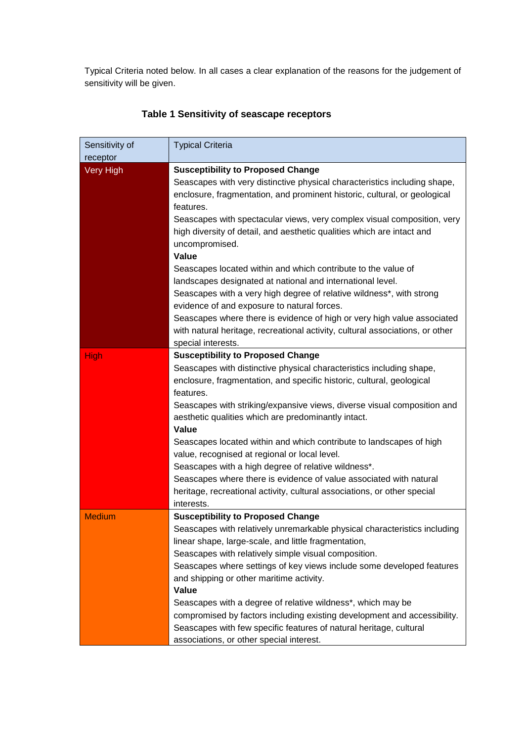Typical Criteria noted below. In all cases a clear explanation of the reasons for the judgement of sensitivity will be given.

**Table 1 Sensitivity of seascape receptors**

| Sensitivity of receptor | Typical Criteria |
|---|---|
| Very High | **Susceptibility to Proposed Change**<br>Seascapes with very distinctive physical characteristics including shape, enclosure, fragmentation, and prominent historic, cultural, or geological features.<br>Seascapes with spectacular views, very complex visual composition, very high diversity of detail, and aesthetic qualities which are intact and uncompromised.<br>**Value**<br>Seascapes located within and which contribute to the value of landscapes designated at national and international level.<br>Seascapes with a very high degree of relative wildness*, with strong evidence of and exposure to natural forces.<br>Seascapes where there is evidence of high or very high value associated with natural heritage, recreational activity, cultural associations, or other special interests. |
| High | **Susceptibility to Proposed Change**<br>Seascapes with distinctive physical characteristics including shape, enclosure, fragmentation, and specific historic, cultural, geological features.<br>Seascapes with striking/expansive views, diverse visual composition and aesthetic qualities which are predominantly intact.<br>**Value**<br>Seascapes located within and which contribute to landscapes of high value, recognised at regional or local level.<br>Seascapes with a high degree of relative wildness*.<br>Seascapes where there is evidence of value associated with natural heritage, recreational activity, cultural associations, or other special interests. |
| Medium | **Susceptibility to Proposed Change**<br>Seascapes with relatively unremarkable physical characteristics including linear shape, large-scale, and little fragmentation,<br>Seascapes with relatively simple visual composition.<br>Seascapes where settings of key views include some developed features and shipping or other maritime activity.<br>**Value**<br>Seascapes with a degree of relative wildness*, which may be compromised by factors including existing development and accessibility.<br>Seascapes with few specific features of natural heritage, cultural associations, or other special interest. |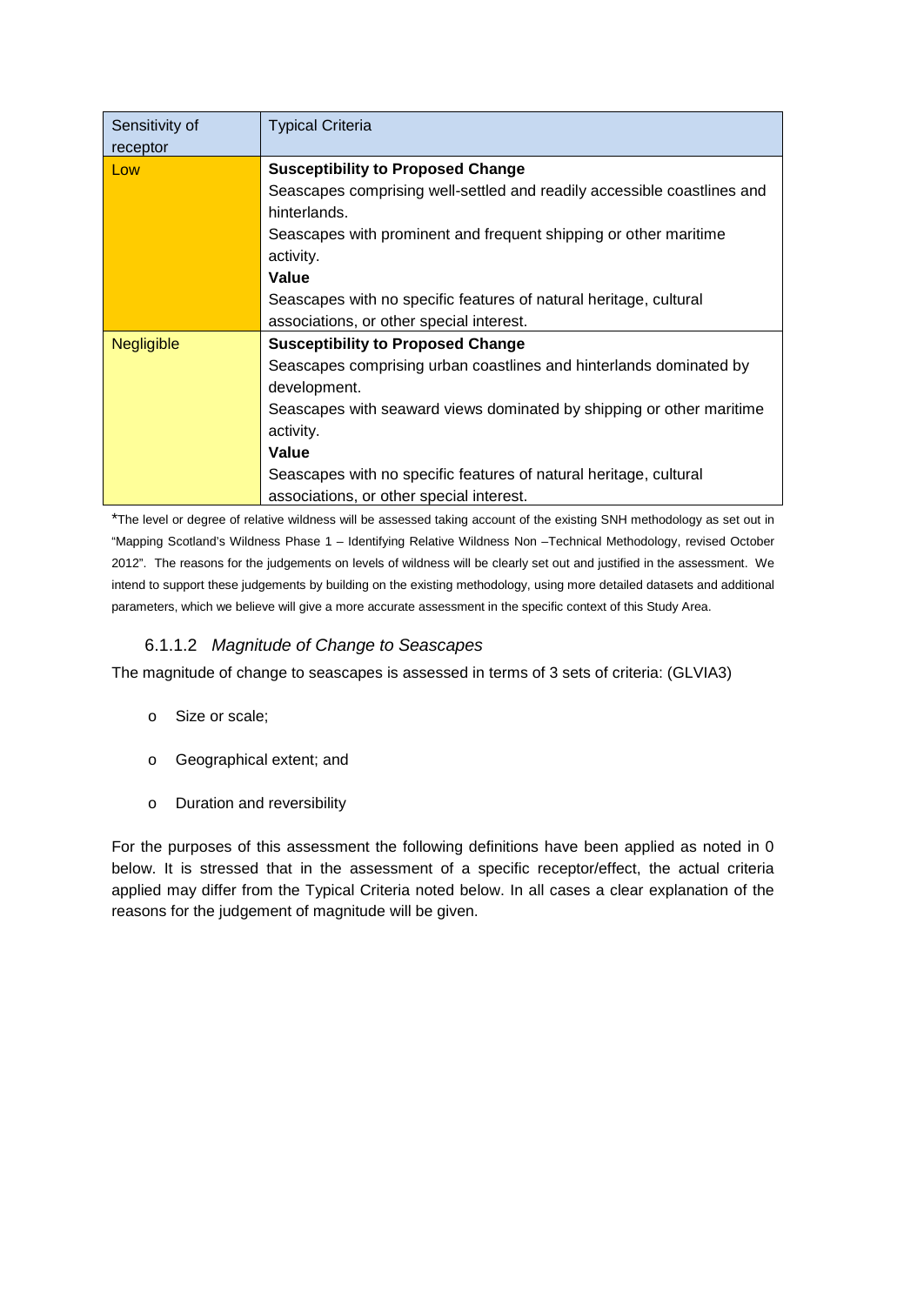| Sensitivity of receptor | Typical Criteria |
|---|---|
| Low | **Susceptibility to Proposed Change**<br>Seascapes comprising well-settled and readily accessible coastlines and hinterlands.<br>Seascapes with prominent and frequent shipping or other maritime activity.<br>**Value**<br>Seascapes with no specific features of natural heritage, cultural associations, or other special interest. |
| Negligible | **Susceptibility to Proposed Change**<br>Seascapes comprising urban coastlines and hinterlands dominated by development.<br>Seascapes with seaward views dominated by shipping or other maritime activity.<br>**Value**<br>Seascapes with no specific features of natural heritage, cultural associations, or other special interest. |

*The level or degree of relative wildness will be assessed taking account of the existing SNH methodology as set out in "Mapping Scotland's Wildness Phase 1 – Identifying Relative Wildness Non –Technical Methodology, revised October 2012". The reasons for the judgements on levels of wildness will be clearly set out and justified in the assessment. We intend to support these judgements by building on the existing methodology, using more detailed datasets and additional parameters, which we believe will give a more accurate assessment in the specific context of this Study Area.

#### 6.1.1.2 *Magnitude of Change to Seascapes*

The magnitude of change to seascapes is assessed in terms of 3 sets of criteria: (GLVIA3)

- Size or scale;
- Geographical extent; and
- Duration and reversibility

For the purposes of this assessment the following definitions have been applied as noted in 0 below. It is stressed that in the assessment of a specific receptor/effect, the actual criteria applied may differ from the Typical Criteria noted below. In all cases a clear explanation of the reasons for the judgement of magnitude will be given.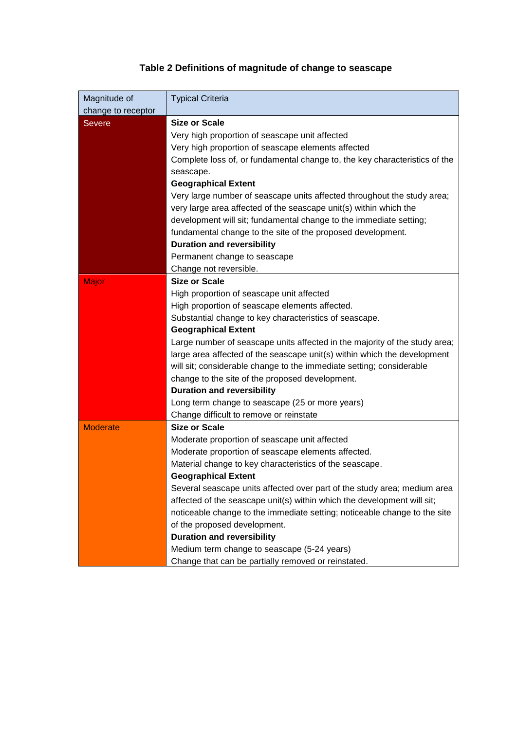**Table 2 Definitions of magnitude of change to seascape**

| Magnitude of change to receptor | Typical Criteria |
|---|---|
| Severe | **Size or Scale**<br>Very high proportion of seascape unit affected<br>Very high proportion of seascape elements affected<br>Complete loss of, or fundamental change to, the key characteristics of the seascape.<br>**Geographical Extent**<br>Very large number of seascape units affected throughout the study area; very large area affected of the seascape unit(s) within which the development will sit; fundamental change to the immediate setting; fundamental change to the site of the proposed development.<br>**Duration and reversibility**<br>Permanent change to seascape<br>Change not reversible. |
| Major | **Size or Scale**<br>High proportion of seascape unit affected<br>High proportion of seascape elements affected.<br>Substantial change to key characteristics of seascape.<br>**Geographical Extent**<br>Large number of seascape units affected in the majority of the study area; large area affected of the seascape unit(s) within which the development will sit; considerable change to the immediate setting; considerable change to the site of the proposed development.<br>**Duration and reversibility**<br>Long term change to seascape (25 or more years)<br>Change difficult to remove or reinstate |
| Moderate | **Size or Scale**<br>Moderate proportion of seascape unit affected<br>Moderate proportion of seascape elements affected.<br>Material change to key characteristics of the seascape.<br>**Geographical Extent**<br>Several seascape units affected over part of the study area; medium area affected of the seascape unit(s) within which the development will sit; noticeable change to the immediate setting; noticeable change to the site of the proposed development.<br>**Duration and reversibility**<br>Medium term change to seascape (5-24 years)<br>Change that can be partially removed or reinstated. |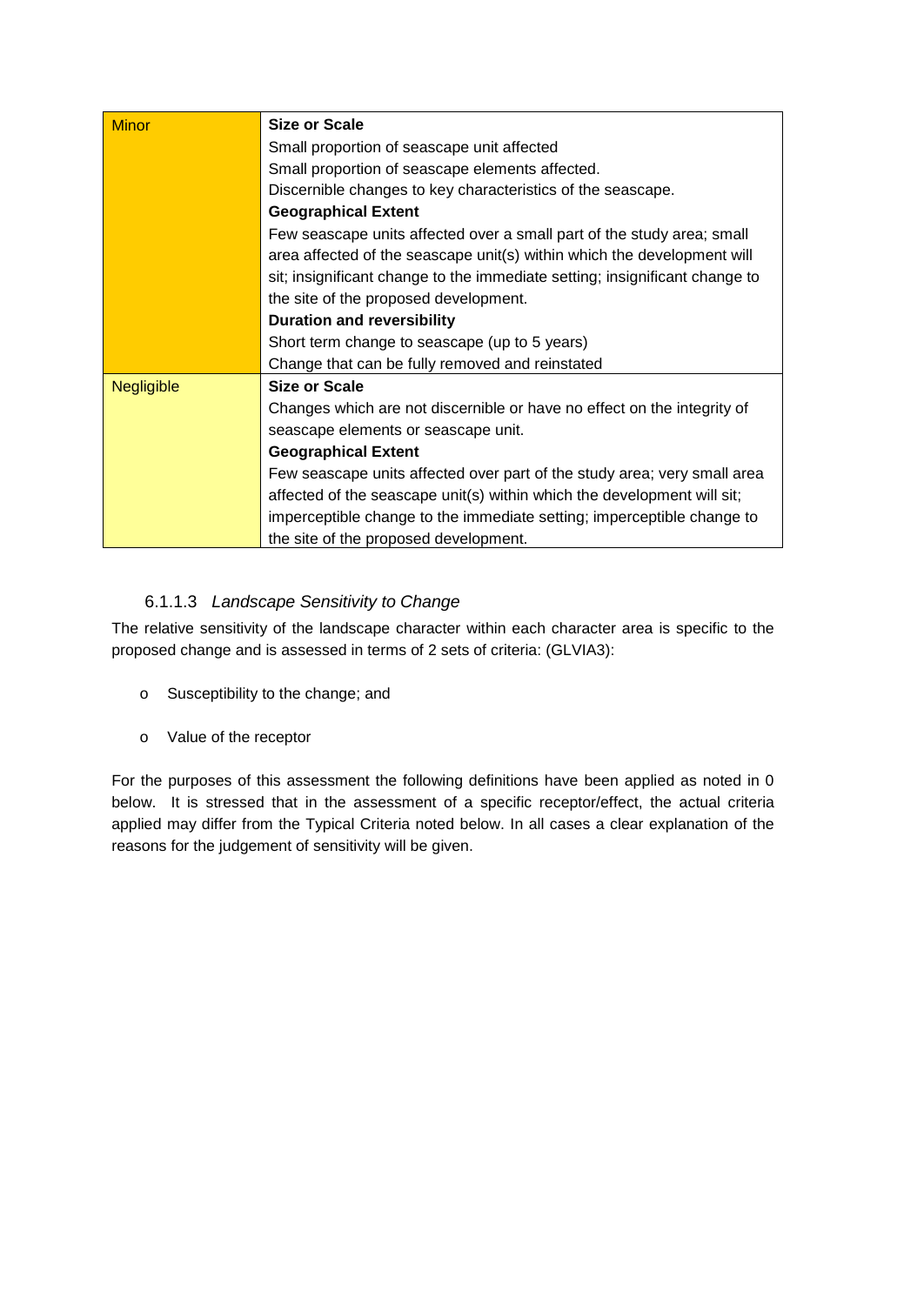| | |
|---|---|
| Minor | **Size or Scale**<br>Small proportion of seascape unit affected<br>Small proportion of seascape elements affected.<br>Discernible changes to key characteristics of the seascape.<br>**Geographical Extent**<br>Few seascape units affected over a small part of the study area; small area affected of the seascape unit(s) within which the development will sit; insignificant change to the immediate setting; insignificant change to the site of the proposed development.<br>**Duration and reversibility**<br>Short term change to seascape (up to 5 years)<br>Change that can be fully removed and reinstated |
| Negligible | **Size or Scale**<br>Changes which are not discernible or have no effect on the integrity of seascape elements or seascape unit.<br>**Geographical Extent**<br>Few seascape units affected over part of the study area; very small area affected of the seascape unit(s) within which the development will sit; imperceptible change to the immediate setting; imperceptible change to the site of the proposed development. |

#### 6.1.1.3 *Landscape Sensitivity to Change*

The relative sensitivity of the landscape character within each character area is specific to the proposed change and is assessed in terms of 2 sets of criteria: (GLVIA3):

- Susceptibility to the change; and
- Value of the receptor

For the purposes of this assessment the following definitions have been applied as noted in 0 below. It is stressed that in the assessment of a specific receptor/effect, the actual criteria applied may differ from the Typical Criteria noted below. In all cases a clear explanation of the reasons for the judgement of sensitivity will be given.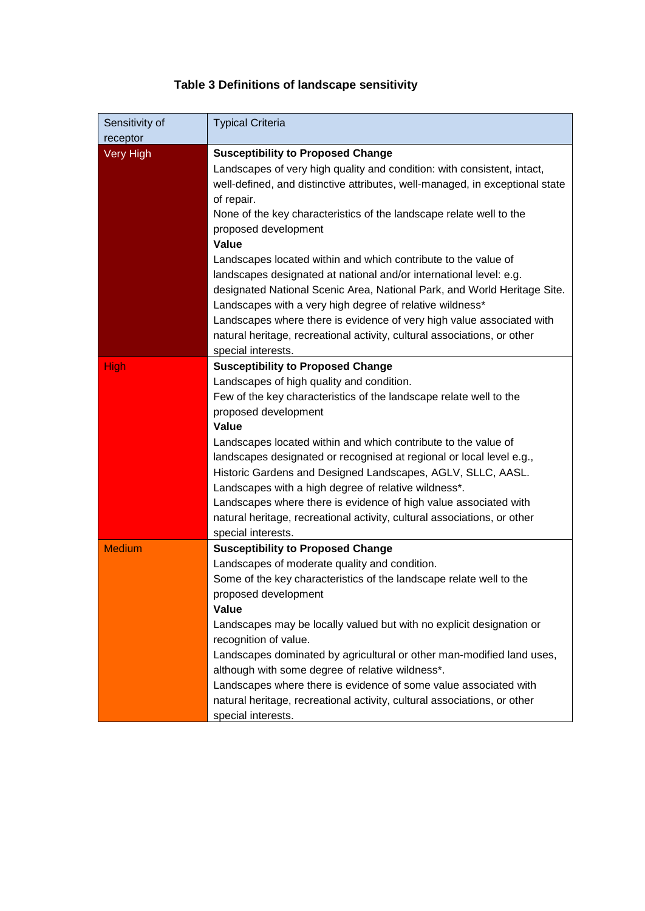**Table 3 Definitions of landscape sensitivity**

| Sensitivity of receptor | Typical Criteria |
|---|---|
| Very High | **Susceptibility to Proposed Change**<br>Landscapes of very high quality and condition: with consistent, intact, well-defined, and distinctive attributes, well-managed, in exceptional state of repair.<br>None of the key characteristics of the landscape relate well to the proposed development<br>**Value**<br>Landscapes located within and which contribute to the value of landscapes designated at national and/or international level: e.g. designated National Scenic Area, National Park, and World Heritage Site.<br>Landscapes with a very high degree of relative wildness*<br>Landscapes where there is evidence of very high value associated with natural heritage, recreational activity, cultural associations, or other special interests. |
| High | **Susceptibility to Proposed Change**<br>Landscapes of high quality and condition.<br>Few of the key characteristics of the landscape relate well to the proposed development<br>**Value**<br>Landscapes located within and which contribute to the value of landscapes designated or recognised at regional or local level e.g., Historic Gardens and Designed Landscapes, AGLV, SLLC, AASL.<br>Landscapes with a high degree of relative wildness*.<br>Landscapes where there is evidence of high value associated with natural heritage, recreational activity, cultural associations, or other special interests. |
| Medium | **Susceptibility to Proposed Change**<br>Landscapes of moderate quality and condition.<br>Some of the key characteristics of the landscape relate well to the proposed development<br>**Value**<br>Landscapes may be locally valued but with no explicit designation or recognition of value.<br>Landscapes dominated by agricultural or other man-modified land uses, although with some degree of relative wildness*.<br>Landscapes where there is evidence of some value associated with natural heritage, recreational activity, cultural associations, or other special interests. |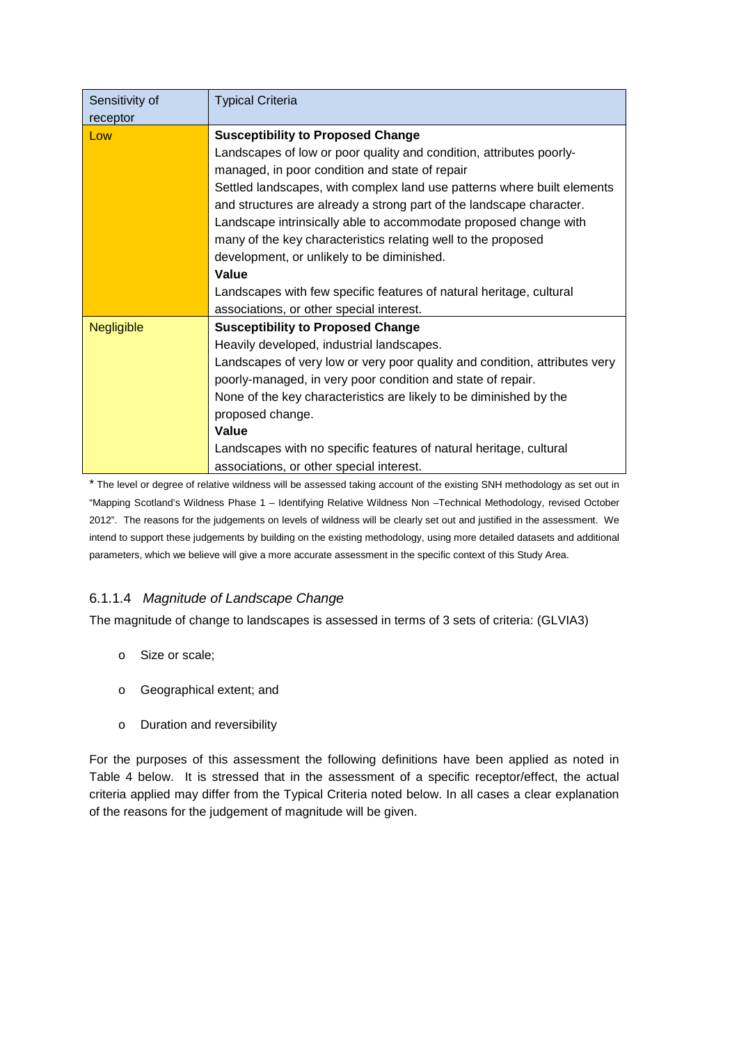| Sensitivity of receptor | Typical Criteria |
|---|---|
| Low | **Susceptibility to Proposed Change**<br>Landscapes of low or poor quality and condition, attributes poorly-managed, in poor condition and state of repair<br>Settled landscapes, with complex land use patterns where built elements and structures are already a strong part of the landscape character.<br>Landscape intrinsically able to accommodate proposed change with many of the key characteristics relating well to the proposed development, or unlikely to be diminished.<br>**Value**<br>Landscapes with few specific features of natural heritage, cultural associations, or other special interest. |
| Negligible | **Susceptibility to Proposed Change**<br>Heavily developed, industrial landscapes.<br>Landscapes of very low or very poor quality and condition, attributes very poorly-managed, in very poor condition and state of repair.<br>None of the key characteristics are likely to be diminished by the proposed change.<br>**Value**<br>Landscapes with no specific features of natural heritage, cultural associations, or other special interest. |

* The level or degree of relative wildness will be assessed taking account of the existing SNH methodology as set out in "Mapping Scotland's Wildness Phase 1 – Identifying Relative Wildness Non –Technical Methodology, revised October 2012". The reasons for the judgements on levels of wildness will be clearly set out and justified in the assessment. We intend to support these judgements by building on the existing methodology, using more detailed datasets and additional parameters, which we believe will give a more accurate assessment in the specific context of this Study Area.

#### 6.1.1.4 *Magnitude of Landscape Change*

The magnitude of change to landscapes is assessed in terms of 3 sets of criteria: (GLVIA3)

- Size or scale;
- Geographical extent; and
- Duration and reversibility

For the purposes of this assessment the following definitions have been applied as noted in Table 4 below. It is stressed that in the assessment of a specific receptor/effect, the actual criteria applied may differ from the Typical Criteria noted below. In all cases a clear explanation of the reasons for the judgement of magnitude will be given.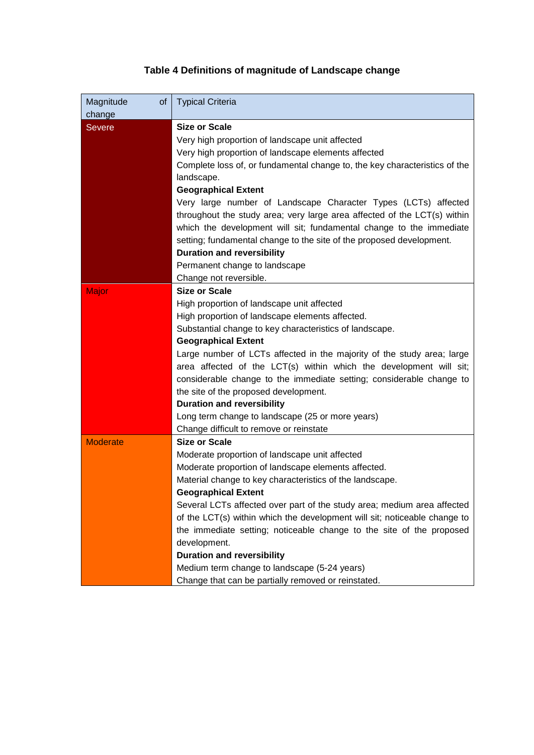**Table 4 Definitions of magnitude of Landscape change**

| Magnitude of change | Typical Criteria |
| --- | --- |
| Severe | **Size or Scale**<br>Very high proportion of landscape unit affected<br>Very high proportion of landscape elements affected<br>Complete loss of, or fundamental change to, the key characteristics of the landscape.<br>**Geographical Extent**<br>Very large number of Landscape Character Types (LCTs) affected throughout the study area; very large area affected of the LCT(s) within which the development will sit; fundamental change to the immediate setting; fundamental change to the site of the proposed development.<br>**Duration and reversibility**<br>Permanent change to landscape<br>Change not reversible. |
| Major | **Size or Scale**<br>High proportion of landscape unit affected<br>High proportion of landscape elements affected.<br>Substantial change to key characteristics of landscape.<br>**Geographical Extent**<br>Large number of LCTs affected in the majority of the study area; large area affected of the LCT(s) within which the development will sit; considerable change to the immediate setting; considerable change to the site of the proposed development.<br>**Duration and reversibility**<br>Long term change to landscape (25 or more years)<br>Change difficult to remove or reinstate |
| Moderate | **Size or Scale**<br>Moderate proportion of landscape unit affected<br>Moderate proportion of landscape elements affected.<br>Material change to key characteristics of the landscape.<br>**Geographical Extent**<br>Several LCTs affected over part of the study area; medium area affected of the LCT(s) within which the development will sit; noticeable change to the immediate setting; noticeable change to the site of the proposed development.<br>**Duration and reversibility**<br>Medium term change to landscape (5-24 years)<br>Change that can be partially removed or reinstated. |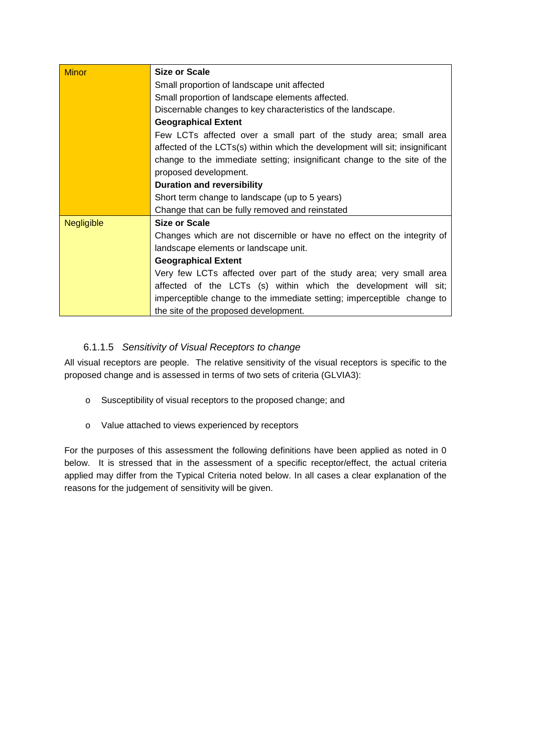| | |
|---|---|
| Minor | **Size or Scale**<br>Small proportion of landscape unit affected<br>Small proportion of landscape elements affected.<br>Discernable changes to key characteristics of the landscape.<br>**Geographical Extent**<br>Few LCTs affected over a small part of the study area; small area affected of the LCTs(s) within which the development will sit; insignificant change to the immediate setting; insignificant change to the site of the proposed development.<br>**Duration and reversibility**<br>Short term change to landscape (up to 5 years)<br>Change that can be fully removed and reinstated |
| Negligible | **Size or Scale**<br>Changes which are not discernible or have no effect on the integrity of landscape elements or landscape unit.<br>**Geographical Extent**<br>Very few LCTs affected over part of the study area; very small area affected of the LCTs (s) within which the development will sit; imperceptible change to the immediate setting; imperceptible change to the site of the proposed development. |

#### 6.1.1.5 *Sensitivity of Visual Receptors to change*

All visual receptors are people. The relative sensitivity of the visual receptors is specific to the proposed change and is assessed in terms of two sets of criteria (GLVIA3):

- Susceptibility of visual receptors to the proposed change; and
- Value attached to views experienced by receptors

For the purposes of this assessment the following definitions have been applied as noted in 0 below. It is stressed that in the assessment of a specific receptor/effect, the actual criteria applied may differ from the Typical Criteria noted below. In all cases a clear explanation of the reasons for the judgement of sensitivity will be given.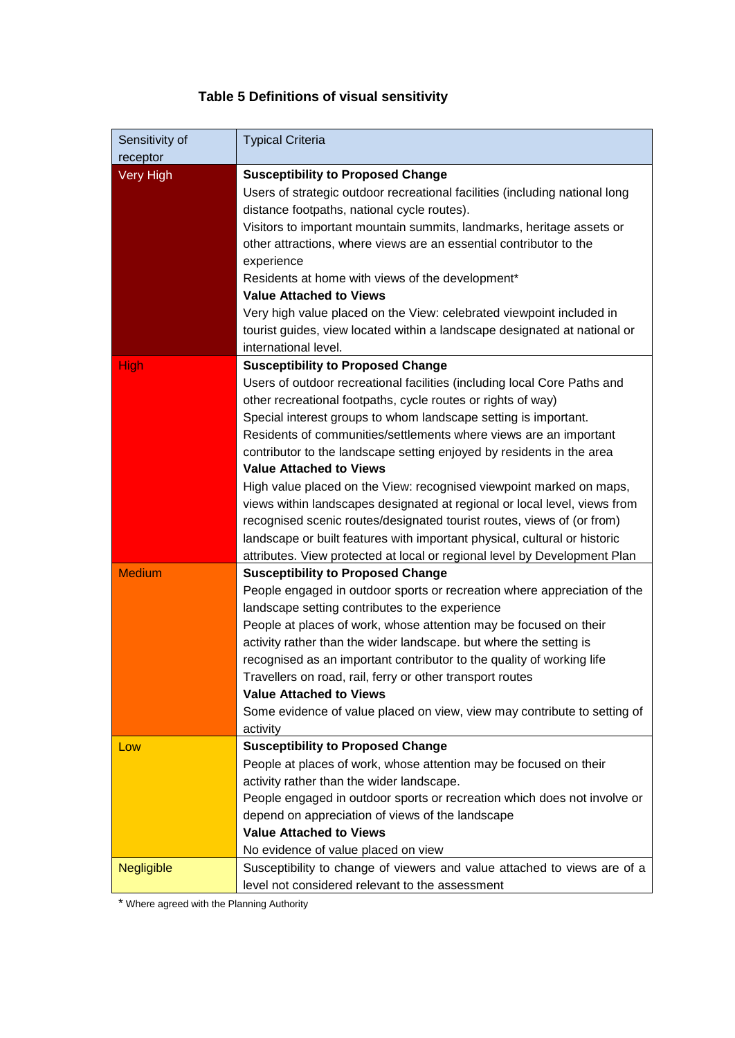**Table 5 Definitions of visual sensitivity**

| Sensitivity of receptor | Typical Criteria |
| --- | --- |
| Very High | **Susceptibility to Proposed Change**<br>Users of strategic outdoor recreational facilities (including national long distance footpaths, national cycle routes).<br>Visitors to important mountain summits, landmarks, heritage assets or other attractions, where views are an essential contributor to the experience<br>Residents at home with views of the development*<br>**Value Attached to Views**<br>Very high value placed on the View: celebrated viewpoint included in tourist guides, view located within a landscape designated at national or international level. |
| High | **Susceptibility to Proposed Change**<br>Users of outdoor recreational facilities (including local Core Paths and other recreational footpaths, cycle routes or rights of way)<br>Special interest groups to whom landscape setting is important.<br>Residents of communities/settlements where views are an important contributor to the landscape setting enjoyed by residents in the area<br>**Value Attached to Views**<br>High value placed on the View: recognised viewpoint marked on maps, views within landscapes designated at regional or local level, views from recognised scenic routes/designated tourist routes, views of (or from) landscape or built features with important physical, cultural or historic attributes. View protected at local or regional level by Development Plan |
| Medium | **Susceptibility to Proposed Change**<br>People engaged in outdoor sports or recreation where appreciation of the landscape setting contributes to the experience<br>People at places of work, whose attention may be focused on their activity rather than the wider landscape. but where the setting is recognised as an important contributor to the quality of working life<br>Travellers on road, rail, ferry or other transport routes<br>**Value Attached to Views**<br>Some evidence of value placed on view, view may contribute to setting of activity |
| Low | **Susceptibility to Proposed Change**<br>People at places of work, whose attention may be focused on their activity rather than the wider landscape.<br>People engaged in outdoor sports or recreation which does not involve or depend on appreciation of views of the landscape<br>**Value Attached to Views**<br>No evidence of value placed on view |
| Negligible | Susceptibility to change of viewers and value attached to views are of a level not considered relevant to the assessment |

* Where agreed with the Planning Authority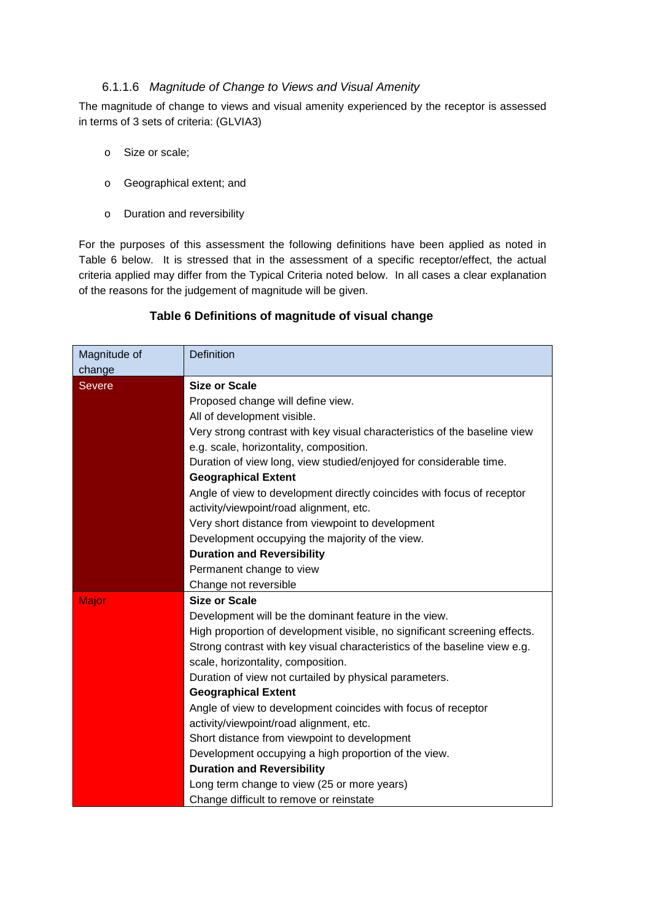#### 6.1.1.6 *Magnitude of Change to Views and Visual Amenity*

The magnitude of change to views and visual amenity experienced by the receptor is assessed in terms of 3 sets of criteria: (GLVIA3)

- Size or scale;
- Geographical extent; and
- Duration and reversibility

For the purposes of this assessment the following definitions have been applied as noted in Table 6 below. It is stressed that in the assessment of a specific receptor/effect, the actual criteria applied may differ from the Typical Criteria noted below. In all cases a clear explanation of the reasons for the judgement of magnitude will be given.

**Table 6 Definitions of magnitude of visual change**

| Magnitude of change | Definition |
|---|---|
| Severe | **Size or Scale**<br>Proposed change will define view.<br>All of development visible.<br>Very strong contrast with key visual characteristics of the baseline view e.g. scale, horizontality, composition.<br>Duration of view long, view studied/enjoyed for considerable time.<br>**Geographical Extent**<br>Angle of view to development directly coincides with focus of receptor activity/viewpoint/road alignment, etc.<br>Very short distance from viewpoint to development<br>Development occupying the majority of the view.<br>**Duration and Reversibility**<br>Permanent change to view<br>Change not reversible |
| Major | **Size or Scale**<br>Development will be the dominant feature in the view.<br>High proportion of development visible, no significant screening effects.<br>Strong contrast with key visual characteristics of the baseline view e.g. scale, horizontality, composition.<br>Duration of view not curtailed by physical parameters.<br>**Geographical Extent**<br>Angle of view to development coincides with focus of receptor activity/viewpoint/road alignment, etc.<br>Short distance from viewpoint to development<br>Development occupying a high proportion of the view.<br>**Duration and Reversibility**<br>Long term change to view (25 or more years)<br>Change difficult to remove or reinstate |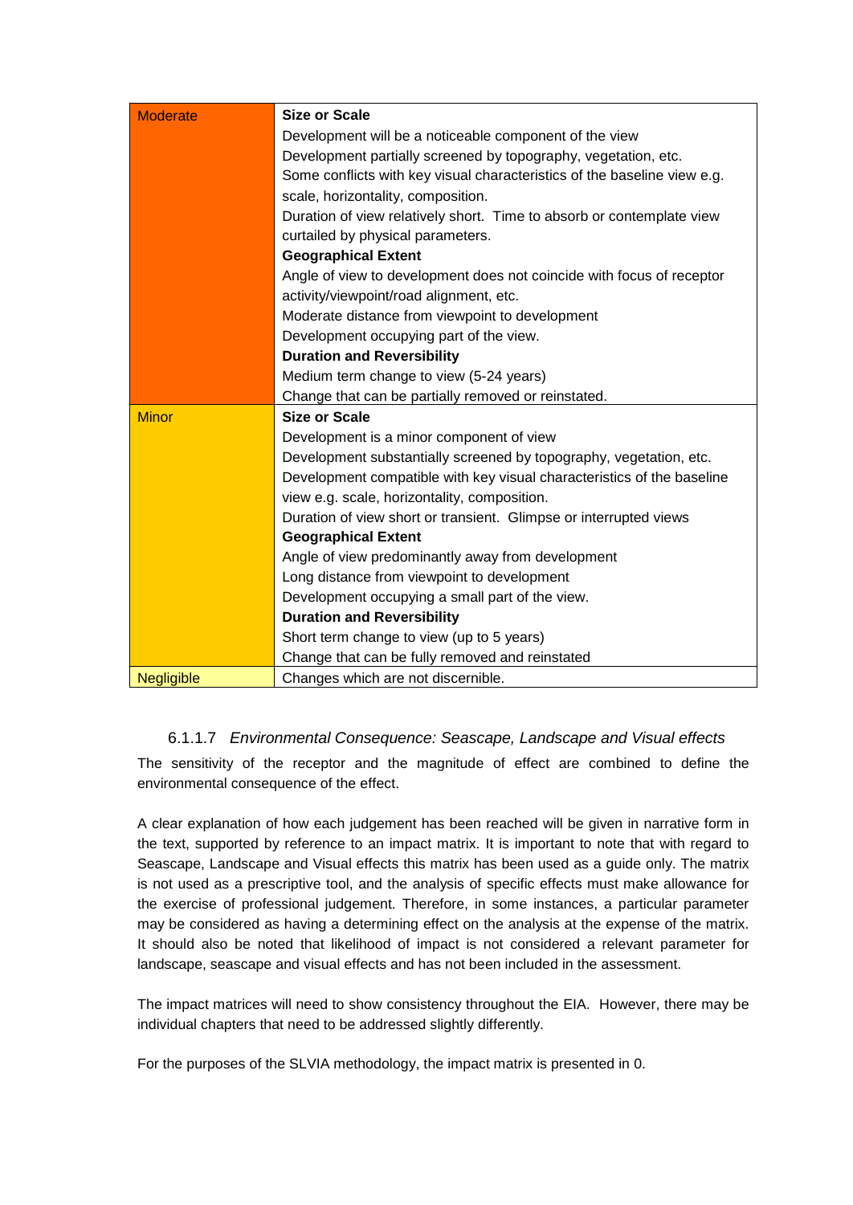| | |
|---|---|
| Moderate | **Size or Scale**<br>Development will be a noticeable component of the view<br>Development partially screened by topography, vegetation, etc.<br>Some conflicts with key visual characteristics of the baseline view e.g. scale, horizontality, composition.<br>Duration of view relatively short. Time to absorb or contemplate view curtailed by physical parameters.<br>**Geographical Extent**<br>Angle of view to development does not coincide with focus of receptor activity/viewpoint/road alignment, etc.<br>Moderate distance from viewpoint to development<br>Development occupying part of the view.<br>**Duration and Reversibility**<br>Medium term change to view (5-24 years)<br>Change that can be partially removed or reinstated. |
| Minor | **Size or Scale**<br>Development is a minor component of view<br>Development substantially screened by topography, vegetation, etc.<br>Development compatible with key visual characteristics of the baseline view e.g. scale, horizontality, composition.<br>Duration of view short or transient. Glimpse or interrupted views<br>**Geographical Extent**<br>Angle of view predominantly away from development<br>Long distance from viewpoint to development<br>Development occupying a small part of the view.<br>**Duration and Reversibility**<br>Short term change to view (up to 5 years)<br>Change that can be fully removed and reinstated |
| Negligible | Changes which are not discernible. |

#### 6.1.1.7 *Environmental Consequence: Seascape, Landscape and Visual effects*

The sensitivity of the receptor and the magnitude of effect are combined to define the environmental consequence of the effect.

A clear explanation of how each judgement has been reached will be given in narrative form in the text, supported by reference to an impact matrix. It is important to note that with regard to Seascape, Landscape and Visual effects this matrix has been used as a guide only. The matrix is not used as a prescriptive tool, and the analysis of specific effects must make allowance for the exercise of professional judgement. Therefore, in some instances, a particular parameter may be considered as having a determining effect on the analysis at the expense of the matrix. It should also be noted that likelihood of impact is not considered a relevant parameter for landscape, seascape and visual effects and has not been included in the assessment.

The impact matrices will need to show consistency throughout the EIA. However, there may be individual chapters that need to be addressed slightly differently.

For the purposes of the SLVIA methodology, the impact matrix is presented in 0.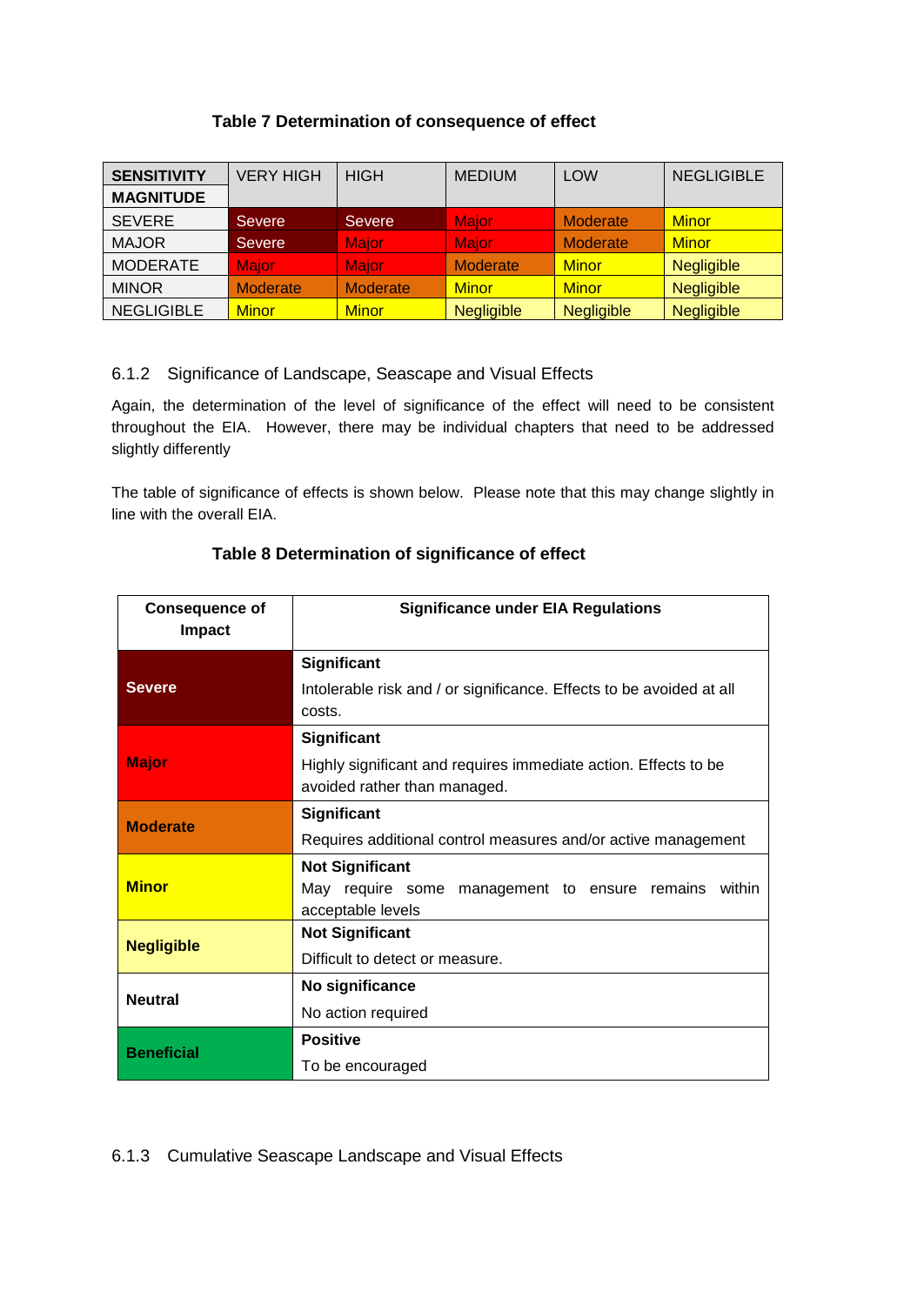**Table 7 Determination of consequence of effect**

| SENSITIVITY / MAGNITUDE | VERY HIGH | HIGH | MEDIUM | LOW | NEGLIGIBLE |
|---|---|---|---|---|---|
| SEVERE | Severe | Severe | Major | Moderate | Minor |
| MAJOR | Severe | Major | Major | Moderate | Minor |
| MODERATE | Major | Major | Moderate | Minor | Negligible |
| MINOR | Moderate | Moderate | Minor | Minor | Negligible |
| NEGLIGIBLE | Minor | Minor | Negligible | Negligible | Negligible |

### 6.1.2 Significance of Landscape, Seascape and Visual Effects

Again, the determination of the level of significance of the effect will need to be consistent throughout the EIA. However, there may be individual chapters that need to be addressed slightly differently

The table of significance of effects is shown below. Please note that this may change slightly in line with the overall EIA.

**Table 8 Determination of significance of effect**

| Consequence of Impact | Significance under EIA Regulations |
|---|---|
| **Severe** | **Significant** Intolerable risk and / or significance. Effects to be avoided at all costs. |
| **Major** | **Significant** Highly significant and requires immediate action. Effects to be avoided rather than managed. |
| **Moderate** | **Significant** Requires additional control measures and/or active management |
| **Minor** | **Not Significant** May require some management to ensure remains within acceptable levels |
| **Negligible** | **Not Significant** Difficult to detect or measure. |
| **Neutral** | **No significance** No action required |
| **Beneficial** | **Positive** To be encouraged |

### 6.1.3 Cumulative Seascape Landscape and Visual Effects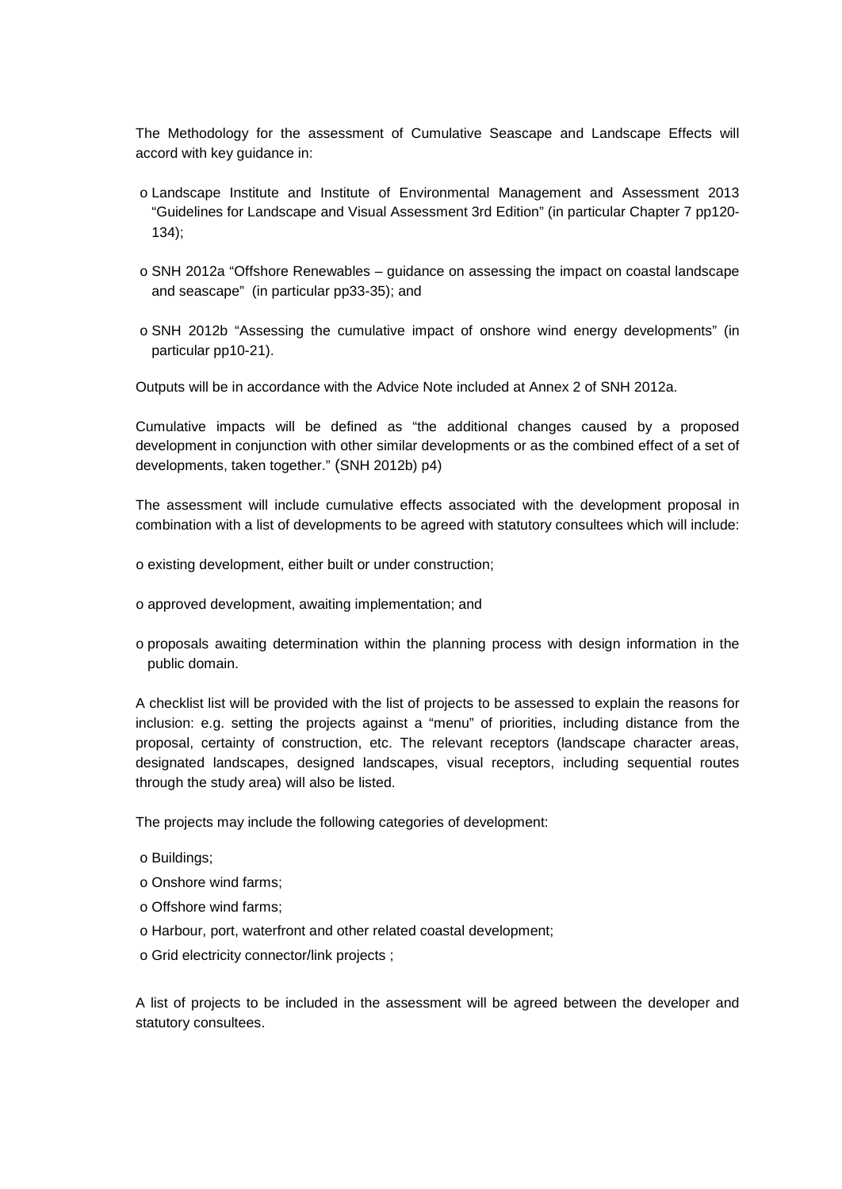The Methodology for the assessment of Cumulative Seascape and Landscape Effects will accord with key guidance in:

- Landscape Institute and Institute of Environmental Management and Assessment 2013 "Guidelines for Landscape and Visual Assessment 3rd Edition" (in particular Chapter 7 pp120-134);

- SNH 2012a "Offshore Renewables – guidance on assessing the impact on coastal landscape and seascape" (in particular pp33-35); and

- SNH 2012b "Assessing the cumulative impact of onshore wind energy developments" (in particular pp10-21).

Outputs will be in accordance with the Advice Note included at Annex 2 of SNH 2012a.

Cumulative impacts will be defined as "the additional changes caused by a proposed development in conjunction with other similar developments or as the combined effect of a set of developments, taken together." (SNH 2012b) p4)

The assessment will include cumulative effects associated with the development proposal in combination with a list of developments to be agreed with statutory consultees which will include:

- existing development, either built or under construction;

- approved development, awaiting implementation; and

- proposals awaiting determination within the planning process with design information in the public domain.

A checklist list will be provided with the list of projects to be assessed to explain the reasons for inclusion: e.g. setting the projects against a "menu" of priorities, including distance from the proposal, certainty of construction, etc. The relevant receptors (landscape character areas, designated landscapes, designed landscapes, visual receptors, including sequential routes through the study area) will also be listed.

The projects may include the following categories of development:

- Buildings;
- Onshore wind farms;
- Offshore wind farms;
- Harbour, port, waterfront and other related coastal development;
- Grid electricity connector/link projects ;

A list of projects to be included in the assessment will be agreed between the developer and statutory consultees.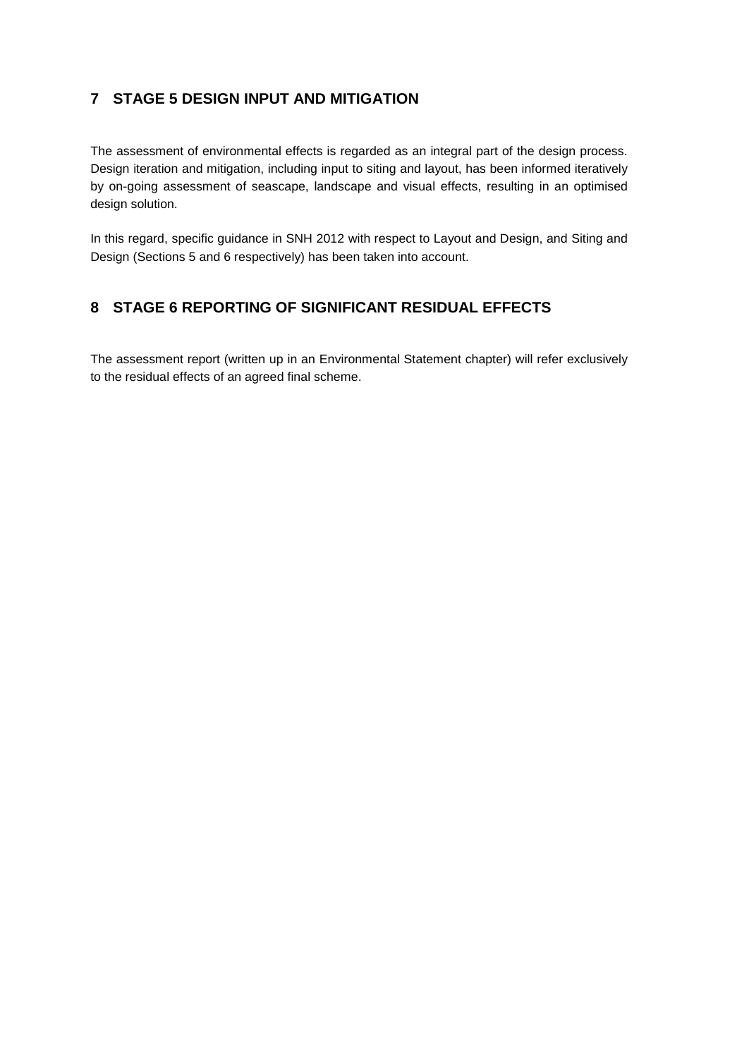## 7 STAGE 5 DESIGN INPUT AND MITIGATION

The assessment of environmental effects is regarded as an integral part of the design process. Design iteration and mitigation, including input to siting and layout, has been informed iteratively by on-going assessment of seascape, landscape and visual effects, resulting in an optimised design solution.

In this regard, specific guidance in SNH 2012 with respect to Layout and Design, and Siting and Design (Sections 5 and 6 respectively) has been taken into account.

## 8 STAGE 6 REPORTING OF SIGNIFICANT RESIDUAL EFFECTS

The assessment report (written up in an Environmental Statement chapter) will refer exclusively to the residual effects of an agreed final scheme.